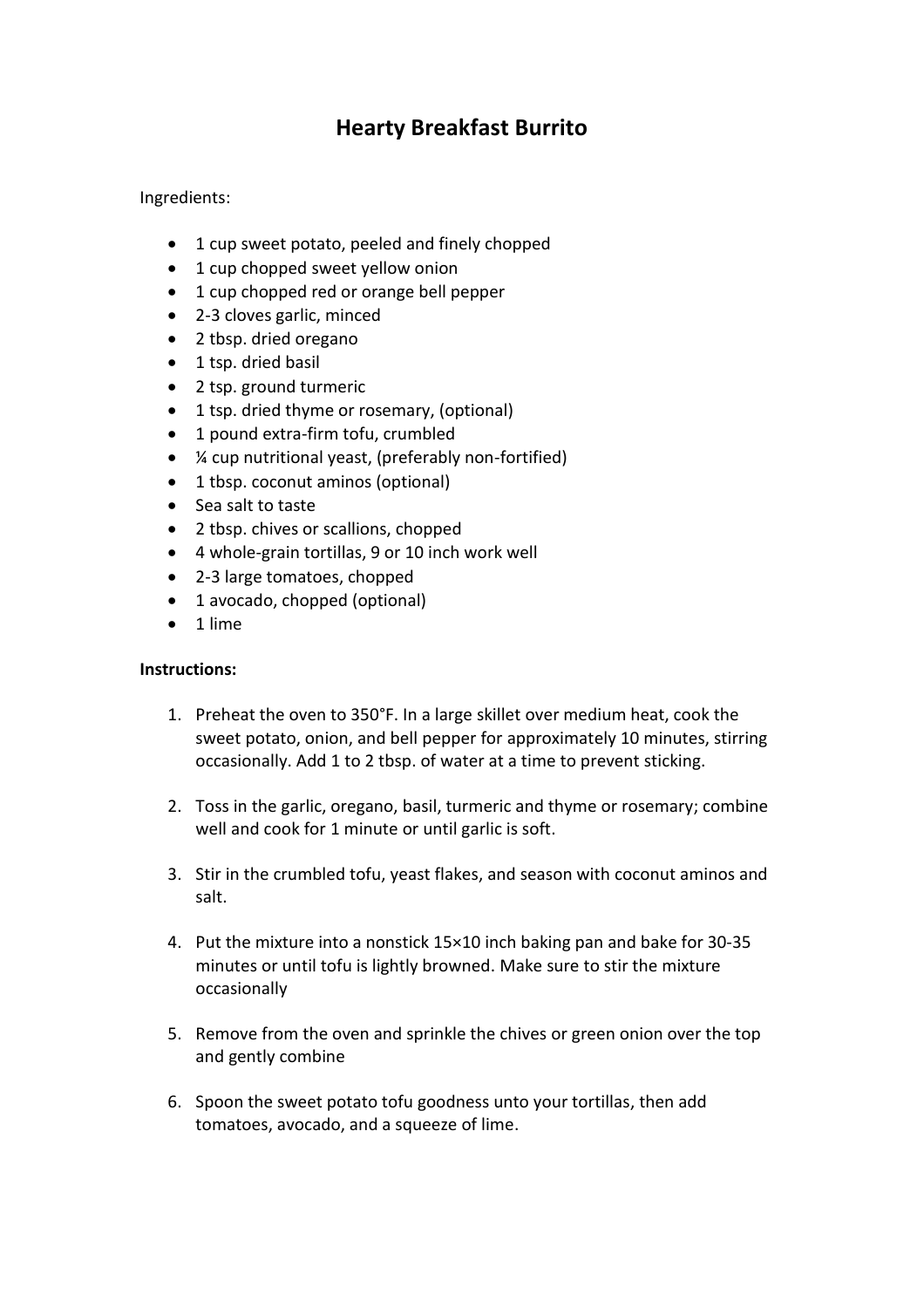# Hearty Breakfast Burrito

Ingredients:

- 1 cup sweet potato, peeled and finely chopped
- 1 cup chopped sweet yellow onion
- 1 cup chopped red or orange bell pepper
- 2-3 cloves garlic, minced
- 2 tbsp. dried oregano
- 1 tsp. dried basil
- 2 tsp. ground turmeric
- 1 tsp. dried thyme or rosemary, (optional)
- 1 pound extra-firm tofu, crumbled
- ¼ cup nutritional yeast, (preferably non-fortified)
- 1 tbsp. coconut aminos (optional)
- Sea salt to taste
- 2 tbsp. chives or scallions, chopped
- 4 whole-grain tortillas, 9 or 10 inch work well
- 2-3 large tomatoes, chopped
- 1 avocado, chopped (optional)
- 1 lime

**Instructions:**

1. Preheat the oven to 350°F. In a large skillet over medium heat, cook the sweet potato, onion, and bell pepper for approximately 10 minutes, stirring occasionally. Add 1 to 2 tbsp. of water at a time to prevent sticking.

2. Toss in the garlic, oregano, basil, turmeric and thyme or rosemary; combine well and cook for 1 minute or until garlic is soft.

3. Stir in the crumbled tofu, yeast flakes, and season with coconut aminos and salt.

4. Put the mixture into a nonstick 15×10 inch baking pan and bake for 30-35 minutes or until tofu is lightly browned. Make sure to stir the mixture occasionally

5. Remove from the oven and sprinkle the chives or green onion over the top and gently combine

6. Spoon the sweet potato tofu goodness unto your tortillas, then add tomatoes, avocado, and a squeeze of lime.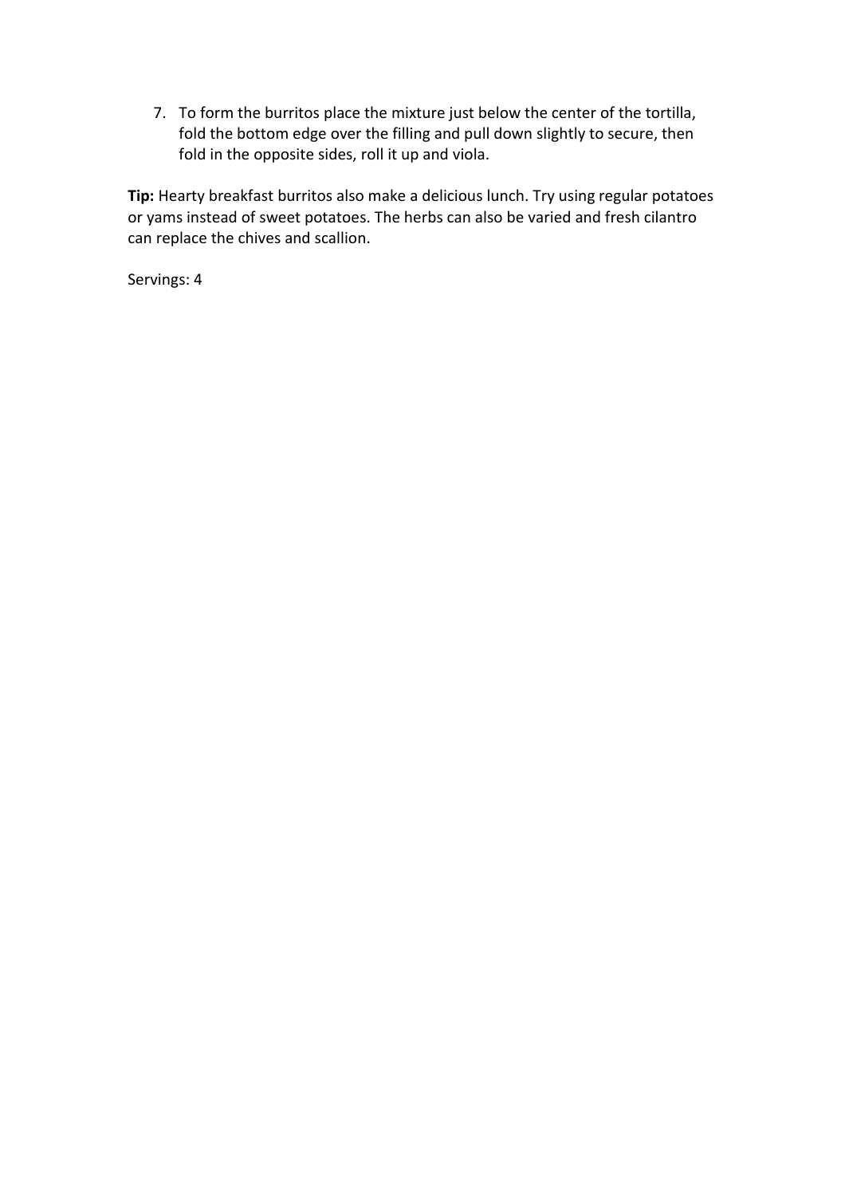7. To form the burritos place the mixture just below the center of the tortilla, fold the bottom edge over the filling and pull down slightly to secure, then fold in the opposite sides, roll it up and viola.

**Tip:** Hearty breakfast burritos also make a delicious lunch. Try using regular potatoes or yams instead of sweet potatoes. The herbs can also be varied and fresh cilantro can replace the chives and scallion.

Servings: 4